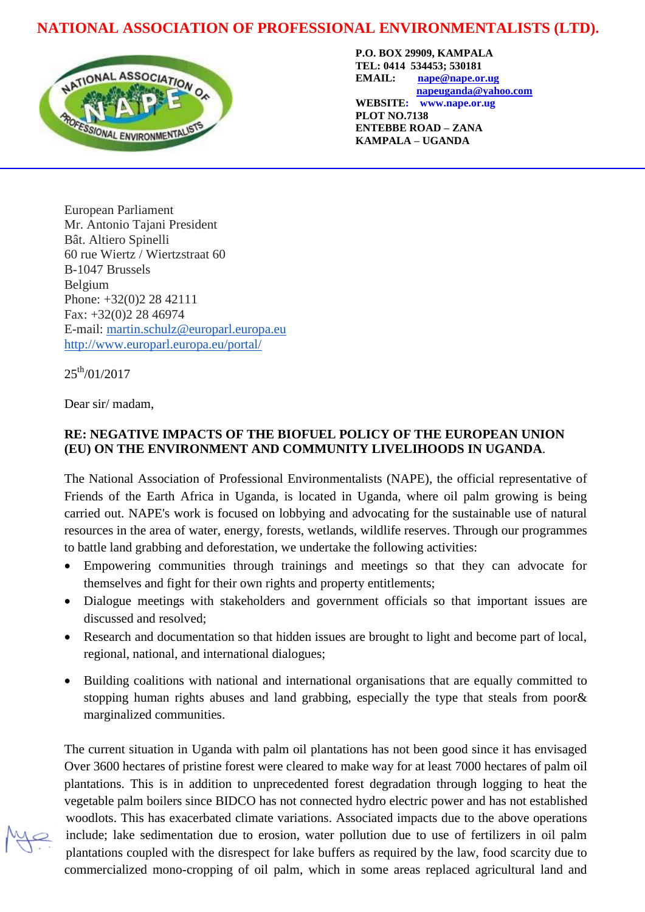# NATIONAL ASSOCIATION OF PROFESSIONAL ENVIRONMENTALISTS (LTD).

**P.O. BOX 29909, KAMPALA**
**TEL: 0414 534453; 530181**
**EMAIL: nape@nape.or.ug**
**napeuganda@yahoo.com**
**WEBSITE: www.nape.or.ug**
**PLOT NO.7138**
**ENTEBBE ROAD – ZANA**
**KAMPALA – UGANDA**

European Parliament
Mr. Antonio Tajani President
Bât. Altiero Spinelli
60 rue Wiertz / Wiertzstraat 60
B-1047 Brussels
Belgium
Phone: +32(0)2 28 42111
Fax: +32(0)2 28 46974
E-mail: martin.schulz@europarl.europa.eu
http://www.europarl.europa.eu/portal/

25th/01/2017

Dear sir/ madam,

**RE: NEGATIVE IMPACTS OF THE BIOFUEL POLICY OF THE EUROPEAN UNION (EU) ON THE ENVIRONMENT AND COMMUNITY LIVELIHOODS IN UGANDA**.

The National Association of Professional Environmentalists (NAPE), the official representative of Friends of the Earth Africa in Uganda, is located in Uganda, where oil palm growing is being carried out. NAPE's work is focused on lobbying and advocating for the sustainable use of natural resources in the area of water, energy, forests, wetlands, wildlife reserves. Through our programmes to battle land grabbing and deforestation, we undertake the following activities:

- Empowering communities through trainings and meetings so that they can advocate for themselves and fight for their own rights and property entitlements;
- Dialogue meetings with stakeholders and government officials so that important issues are discussed and resolved;
- Research and documentation so that hidden issues are brought to light and become part of local, regional, national, and international dialogues;
- Building coalitions with national and international organisations that are equally committed to stopping human rights abuses and land grabbing, especially the type that steals from poor& marginalized communities.

The current situation in Uganda with palm oil plantations has not been good since it has envisaged Over 3600 hectares of pristine forest were cleared to make way for at least 7000 hectares of palm oil plantations. This is in addition to unprecedented forest degradation through logging to heat the vegetable palm boilers since BIDCO has not connected hydro electric power and has not established woodlots. This has exacerbated climate variations. Associated impacts due to the above operations include; lake sedimentation due to erosion, water pollution due to use of fertilizers in oil palm plantations coupled with the disrespect for lake buffers as required by the law, food scarcity due to commercialized mono-cropping of oil palm, which in some areas replaced agricultural land and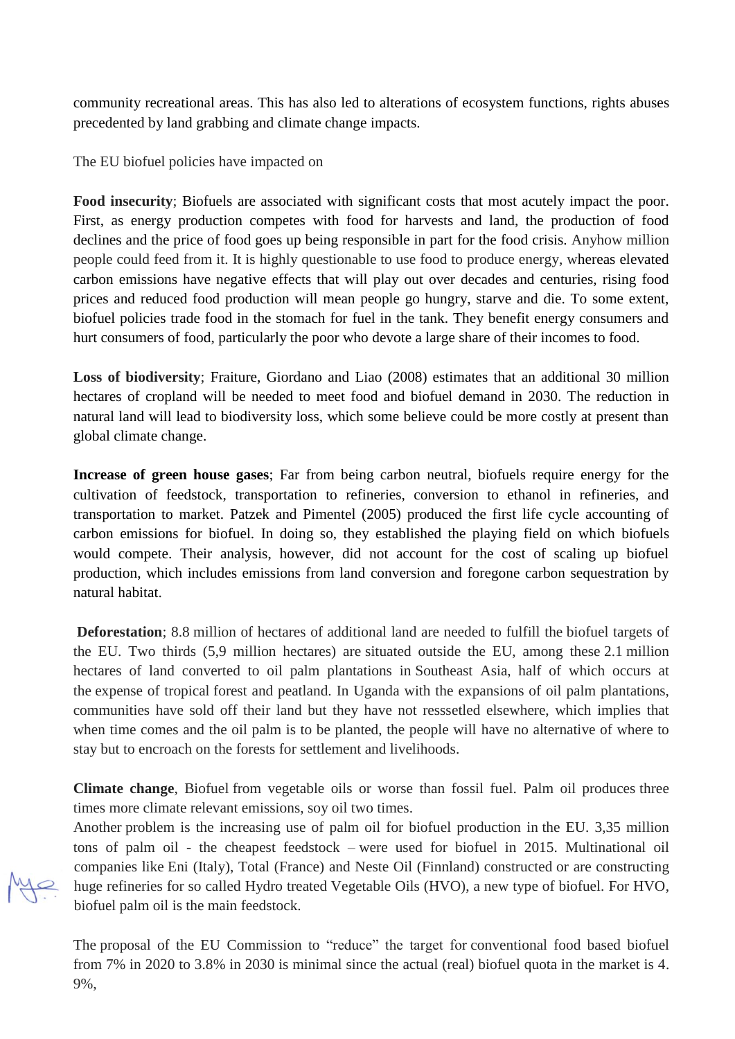community recreational areas. This has also led to alterations of ecosystem functions, rights abuses precedented by land grabbing and climate change impacts.

The EU biofuel policies have impacted on

**Food insecurity**; Biofuels are associated with significant costs that most acutely impact the poor. First, as energy production competes with food for harvests and land, the production of food declines and the price of food goes up being responsible in part for the food crisis. Anyhow million people could feed from it. It is highly questionable to use food to produce energy, whereas elevated carbon emissions have negative effects that will play out over decades and centuries, rising food prices and reduced food production will mean people go hungry, starve and die. To some extent, biofuel policies trade food in the stomach for fuel in the tank. They benefit energy consumers and hurt consumers of food, particularly the poor who devote a large share of their incomes to food.

**Loss of biodiversity**; Fraiture, Giordano and Liao (2008) estimates that an additional 30 million hectares of cropland will be needed to meet food and biofuel demand in 2030. The reduction in natural land will lead to biodiversity loss, which some believe could be more costly at present than global climate change.

**Increase of green house gases**; Far from being carbon neutral, biofuels require energy for the cultivation of feedstock, transportation to refineries, conversion to ethanol in refineries, and transportation to market. Patzek and Pimentel (2005) produced the first life cycle accounting of carbon emissions for biofuel. In doing so, they established the playing field on which biofuels would compete. Their analysis, however, did not account for the cost of scaling up biofuel production, which includes emissions from land conversion and foregone carbon sequestration by natural habitat.

**Deforestation**; 8.8 million of hectares of additional land are needed to fulfill the biofuel targets of the EU. Two thirds (5,9 million hectares) are situated outside the EU, among these 2.1 million hectares of land converted to oil palm plantations in Southeast Asia, half of which occurs at the expense of tropical forest and peatland. In Uganda with the expansions of oil palm plantations, communities have sold off their land but they have not resssetled elsewhere, which implies that when time comes and the oil palm is to be planted, the people will have no alternative of where to stay but to encroach on the forests for settlement and livelihoods.

**Climate change**, Biofuel from vegetable oils or worse than fossil fuel. Palm oil produces three times more climate relevant emissions, soy oil two times.

Another problem is the increasing use of palm oil for biofuel production in the EU. 3,35 million tons of palm oil - the cheapest feedstock – were used for biofuel in 2015. Multinational oil companies like Eni (Italy), Total (France) and Neste Oil (Finnland) constructed or are constructing huge refineries for so called Hydro treated Vegetable Oils (HVO), a new type of biofuel. For HVO, biofuel palm oil is the main feedstock.

The proposal of the EU Commission to "reduce" the target for conventional food based biofuel from 7% in 2020 to 3.8% in 2030 is minimal since the actual (real) biofuel quota in the market is 4. 9%,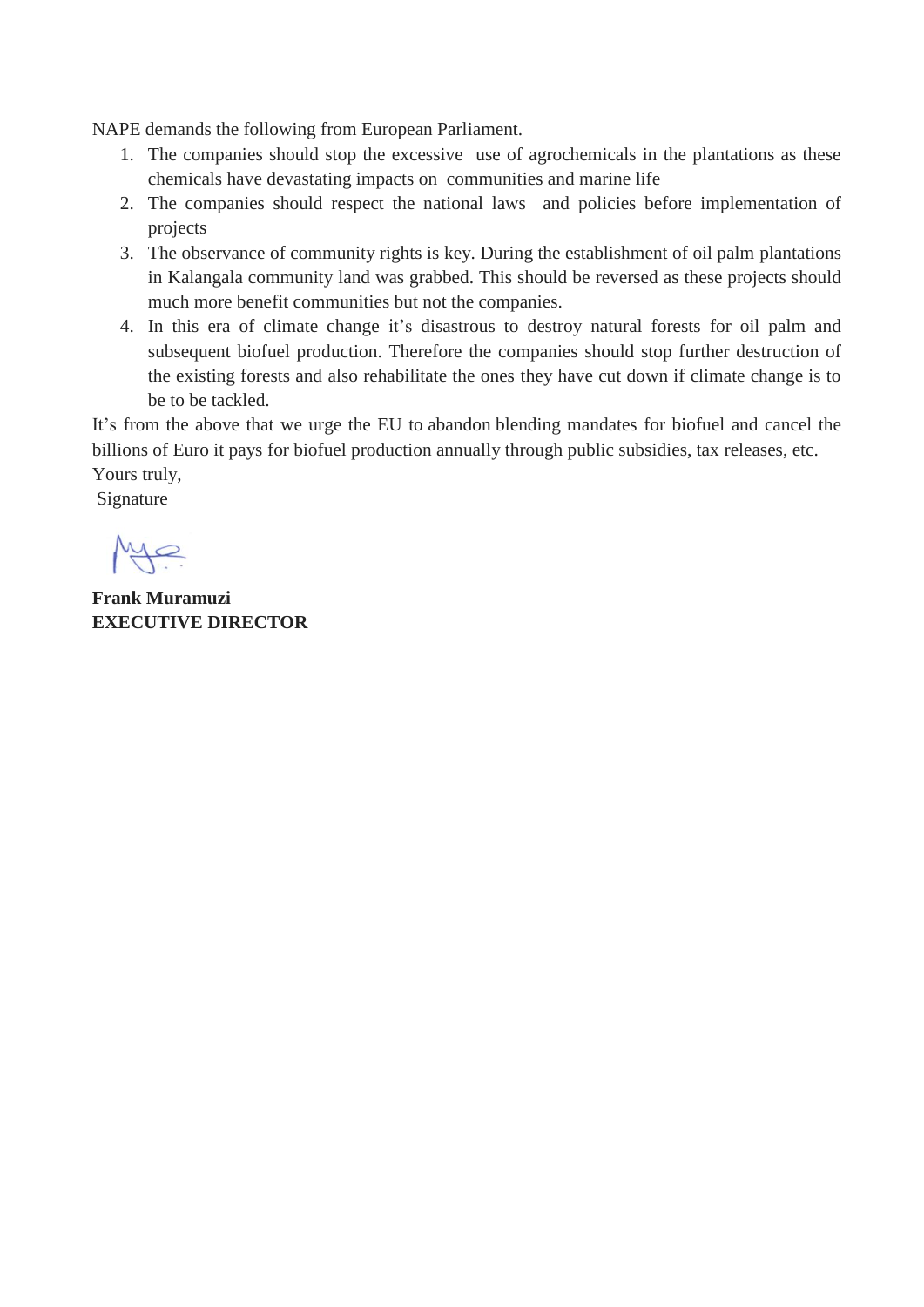NAPE demands the following from European Parliament.

1. The companies should stop the excessive use of agrochemicals in the plantations as these chemicals have devastating impacts on communities and marine life
2. The companies should respect the national laws and policies before implementation of projects
3. The observance of community rights is key. During the establishment of oil palm plantations in Kalangala community land was grabbed. This should be reversed as these projects should much more benefit communities but not the companies.
4. In this era of climate change it's disastrous to destroy natural forests for oil palm and subsequent biofuel production. Therefore the companies should stop further destruction of the existing forests and also rehabilitate the ones they have cut down if climate change is to be to be tackled.

It's from the above that we urge the EU to abandon blending mandates for biofuel and cancel the billions of Euro it pays for biofuel production annually through public subsidies, tax releases, etc.

Yours truly,

Signature

**Frank Muramuzi**
**EXECUTIVE DIRECTOR**